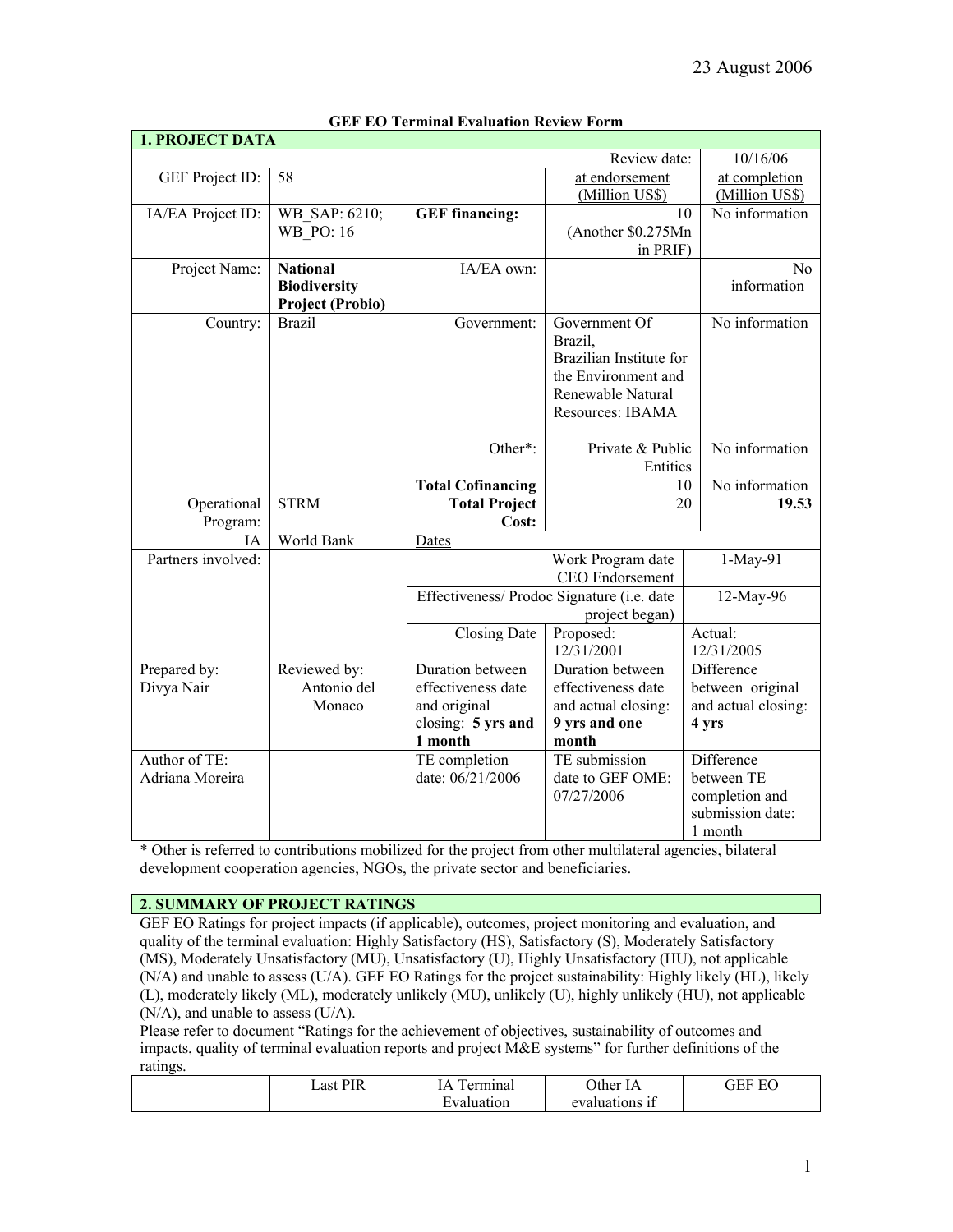23 August 2006

**GEF EO Terminal Evaluation Review Form**

| **1. PROJECT DATA** | | | | |
|---|---|---|---|---|
| | | | Review date: | 10/16/06 |
| GEF Project ID: | 58 | | at endorsement (Million US$) | at completion (Million US$) |
| IA/EA Project ID: | WB_SAP: 6210; WB_PO: 16 | **GEF financing:** | 10 (Another $0.275Mn in PRIF) | No information |
| Project Name: | **National Biodiversity Project (Probio)** | IA/EA own: | | No information |
| Country: | Brazil | Government: | Government Of Brazil, Brazilian Institute for the Environment and Renewable Natural Resources: IBAMA | No information |
| | | Other*: | Private & Public Entities | No information |
| | | **Total Cofinancing** | 10 | No information |
| Operational Program: | STRM | **Total Project Cost:** | 20 | **19.53** |
| IA | World Bank | Dates | | |
| Partners involved: | | Work Program date | | 1-May-91 |
| | | CEO Endorsement | | |
| | | Effectiveness/ Prodoc Signature (i.e. date project began) | | 12-May-96 |
| | | Closing Date | Proposed: 12/31/2001 | Actual: 12/31/2005 |
| Prepared by: Divya Nair | Reviewed by: Antonio del Monaco | Duration between effectiveness date and original closing: **5 yrs and 1 month** | Duration between effectiveness date and actual closing: **9 yrs and one month** | Difference between original and actual closing: **4 yrs** |
| Author of TE: Adriana Moreira | | TE completion date: 06/21/2006 | TE submission date to GEF OME: 07/27/2006 | Difference between TE completion and submission date: 1 month |

\* Other is referred to contributions mobilized for the project from other multilateral agencies, bilateral development cooperation agencies, NGOs, the private sector and beneficiaries.

**2. SUMMARY OF PROJECT RATINGS**

GEF EO Ratings for project impacts (if applicable), outcomes, project monitoring and evaluation, and quality of the terminal evaluation: Highly Satisfactory (HS), Satisfactory (S), Moderately Satisfactory (MS), Moderately Unsatisfactory (MU), Unsatisfactory (U), Highly Unsatisfactory (HU), not applicable (N/A) and unable to assess (U/A). GEF EO Ratings for the project sustainability: Highly likely (HL), likely (L), moderately likely (ML), moderately unlikely (MU), unlikely (U), highly unlikely (HU), not applicable (N/A), and unable to assess (U/A).

Please refer to document "Ratings for the achievement of objectives, sustainability of outcomes and impacts, quality of terminal evaluation reports and project M&E systems" for further definitions of the ratings.

| | Last PIR | IA Terminal Evaluation | Other IA evaluations if | GEF EO |
|---|---|---|---|---|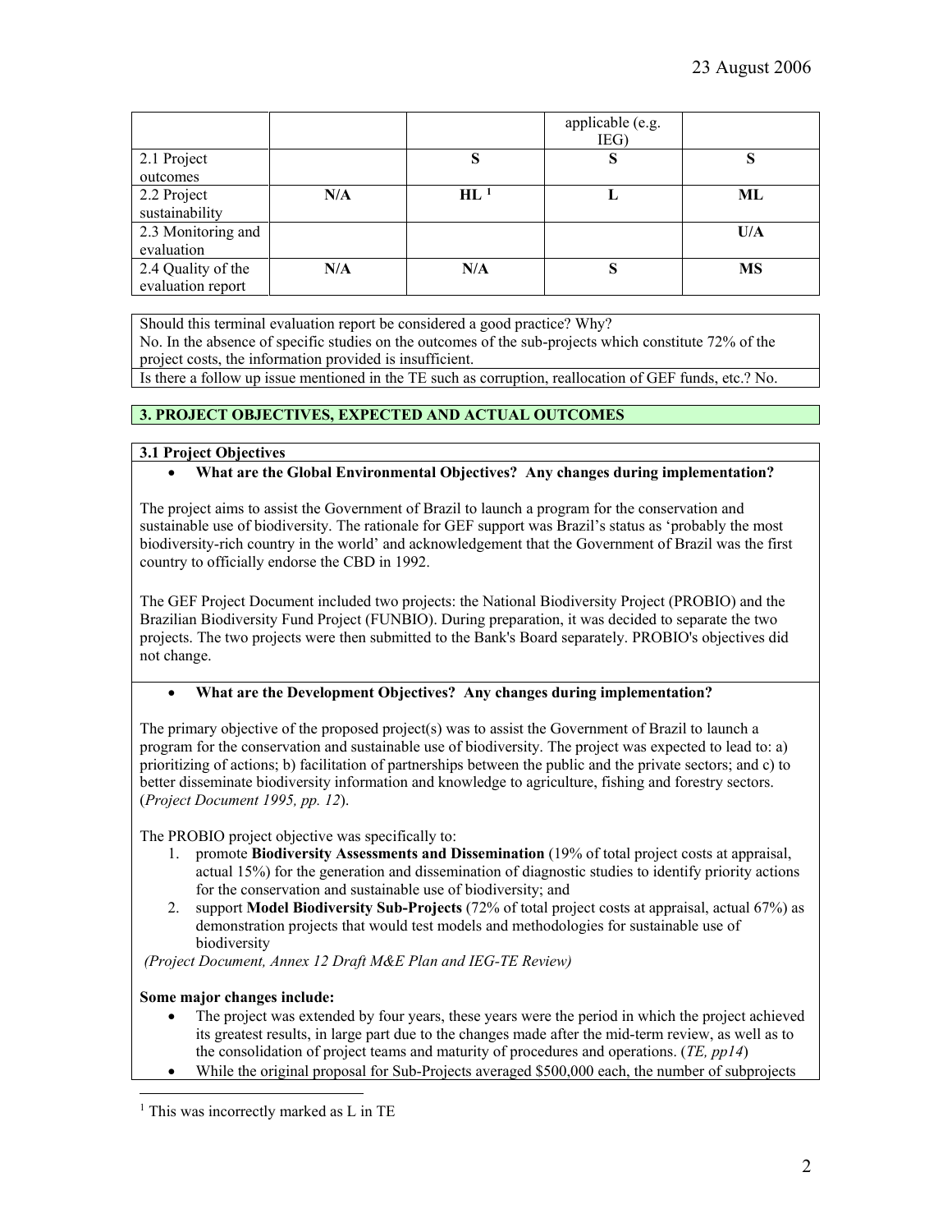| | | | applicable (e.g. IEG) | |
|---|---|---|---|---|
| 2.1 Project outcomes | | S | S | S |
| 2.2 Project sustainability | N/A | HL [1] | L | ML |
| 2.3 Monitoring and evaluation | | | | U/A |
| 2.4 Quality of the evaluation report | N/A | N/A | S | MS |

Should this terminal evaluation report be considered a good practice? Why?
No. In the absence of specific studies on the outcomes of the sub-projects which constitute 72% of the project costs, the information provided is insufficient.

Is there a follow up issue mentioned in the TE such as corruption, reallocation of GEF funds, etc.? No.

## 3. PROJECT OBJECTIVES, EXPECTED AND ACTUAL OUTCOMES

### 3.1 Project Objectives

- **What are the Global Environmental Objectives? Any changes during implementation?**

The project aims to assist the Government of Brazil to launch a program for the conservation and sustainable use of biodiversity. The rationale for GEF support was Brazil's status as 'probably the most biodiversity-rich country in the world' and acknowledgement that the Government of Brazil was the first country to officially endorse the CBD in 1992.

The GEF Project Document included two projects: the National Biodiversity Project (PROBIO) and the Brazilian Biodiversity Fund Project (FUNBIO). During preparation, it was decided to separate the two projects. The two projects were then submitted to the Bank's Board separately. PROBIO's objectives did not change.

- **What are the Development Objectives? Any changes during implementation?**

The primary objective of the proposed project(s) was to assist the Government of Brazil to launch a program for the conservation and sustainable use of biodiversity. The project was expected to lead to: a) prioritizing of actions; b) facilitation of partnerships between the public and the private sectors; and c) to better disseminate biodiversity information and knowledge to agriculture, fishing and forestry sectors. (*Project Document 1995, pp. 12*).

The PROBIO project objective was specifically to:

1. promote **Biodiversity Assessments and Dissemination** (19% of total project costs at appraisal, actual 15%) for the generation and dissemination of diagnostic studies to identify priority actions for the conservation and sustainable use of biodiversity; and
2. support **Model Biodiversity Sub-Projects** (72% of total project costs at appraisal, actual 67%) as demonstration projects that would test models and methodologies for sustainable use of biodiversity

*(Project Document, Annex 12 Draft M&E Plan and IEG-TE Review)*

**Some major changes include:**

- The project was extended by four years, these years were the period in which the project achieved its greatest results, in large part due to the changes made after the mid-term review, as well as to the consolidation of project teams and maturity of procedures and operations. (*TE, pp14*)
- While the original proposal for Sub-Projects averaged $500,000 each, the number of subprojects

[1] This was incorrectly marked as L in TE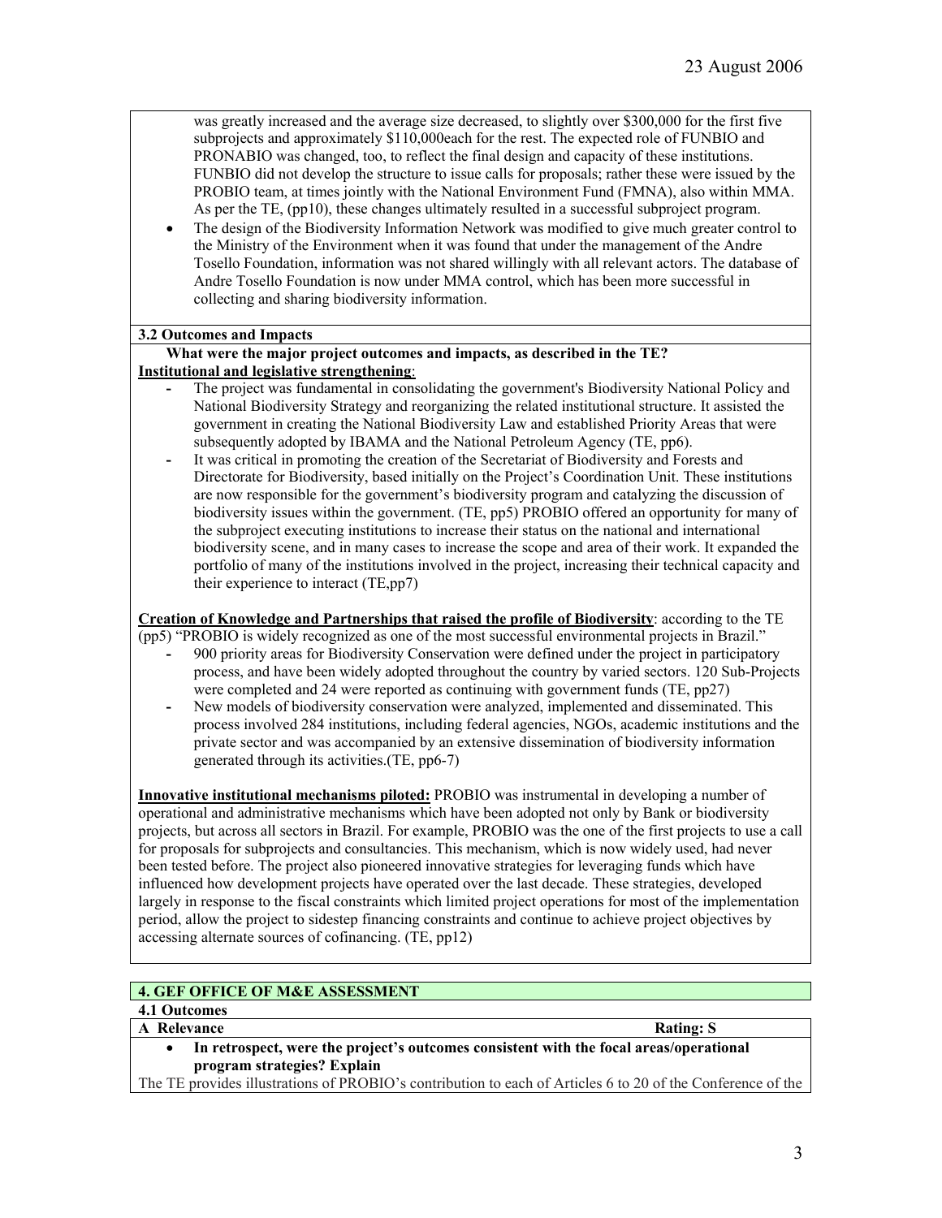was greatly increased and the average size decreased, to slightly over $300,000 for the first five subprojects and approximately $110,000each for the rest. The expected role of FUNBIO and PRONABIO was changed, too, to reflect the final design and capacity of these institutions. FUNBIO did not develop the structure to issue calls for proposals; rather these were issued by the PROBIO team, at times jointly with the National Environment Fund (FMNA), also within MMA. As per the TE, (pp10), these changes ultimately resulted in a successful subproject program.

- The design of the Biodiversity Information Network was modified to give much greater control to the Ministry of the Environment when it was found that under the management of the Andre Tosello Foundation, information was not shared willingly with all relevant actors. The database of Andre Tosello Foundation is now under MMA control, which has been more successful in collecting and sharing biodiversity information.

**3.2 Outcomes and Impacts**

**What were the major project outcomes and impacts, as described in the TE?**

**Institutional and legislative strengthening**:

- The project was fundamental in consolidating the government's Biodiversity National Policy and National Biodiversity Strategy and reorganizing the related institutional structure. It assisted the government in creating the National Biodiversity Law and established Priority Areas that were subsequently adopted by IBAMA and the National Petroleum Agency (TE, pp6).
- It was critical in promoting the creation of the Secretariat of Biodiversity and Forests and Directorate for Biodiversity, based initially on the Project's Coordination Unit. These institutions are now responsible for the government's biodiversity program and catalyzing the discussion of biodiversity issues within the government. (TE, pp5) PROBIO offered an opportunity for many of the subproject executing institutions to increase their status on the national and international biodiversity scene, and in many cases to increase the scope and area of their work. It expanded the portfolio of many of the institutions involved in the project, increasing their technical capacity and their experience to interact (TE,pp7)

**Creation of Knowledge and Partnerships that raised the profile of Biodiversity**: according to the TE (pp5) "PROBIO is widely recognized as one of the most successful environmental projects in Brazil."

- 900 priority areas for Biodiversity Conservation were defined under the project in participatory process, and have been widely adopted throughout the country by varied sectors. 120 Sub-Projects were completed and 24 were reported as continuing with government funds (TE, pp27)
- New models of biodiversity conservation were analyzed, implemented and disseminated. This process involved 284 institutions, including federal agencies, NGOs, academic institutions and the private sector and was accompanied by an extensive dissemination of biodiversity information generated through its activities.(TE, pp6-7)

**Innovative institutional mechanisms piloted:** PROBIO was instrumental in developing a number of operational and administrative mechanisms which have been adopted not only by Bank or biodiversity projects, but across all sectors in Brazil. For example, PROBIO was the one of the first projects to use a call for proposals for subprojects and consultancies. This mechanism, which is now widely used, had never been tested before. The project also pioneered innovative strategies for leveraging funds which have influenced how development projects have operated over the last decade. These strategies, developed largely in response to the fiscal constraints which limited project operations for most of the implementation period, allow the project to sidestep financing constraints and continue to achieve project objectives by accessing alternate sources of cofinancing. (TE, pp12)

## 4. GEF OFFICE OF M&E ASSESSMENT

**4.1 Outcomes**

**A Relevance** **Rating: S**

- **In retrospect, were the project's outcomes consistent with the focal areas/operational program strategies? Explain**

The TE provides illustrations of PROBIO's contribution to each of Articles 6 to 20 of the Conference of the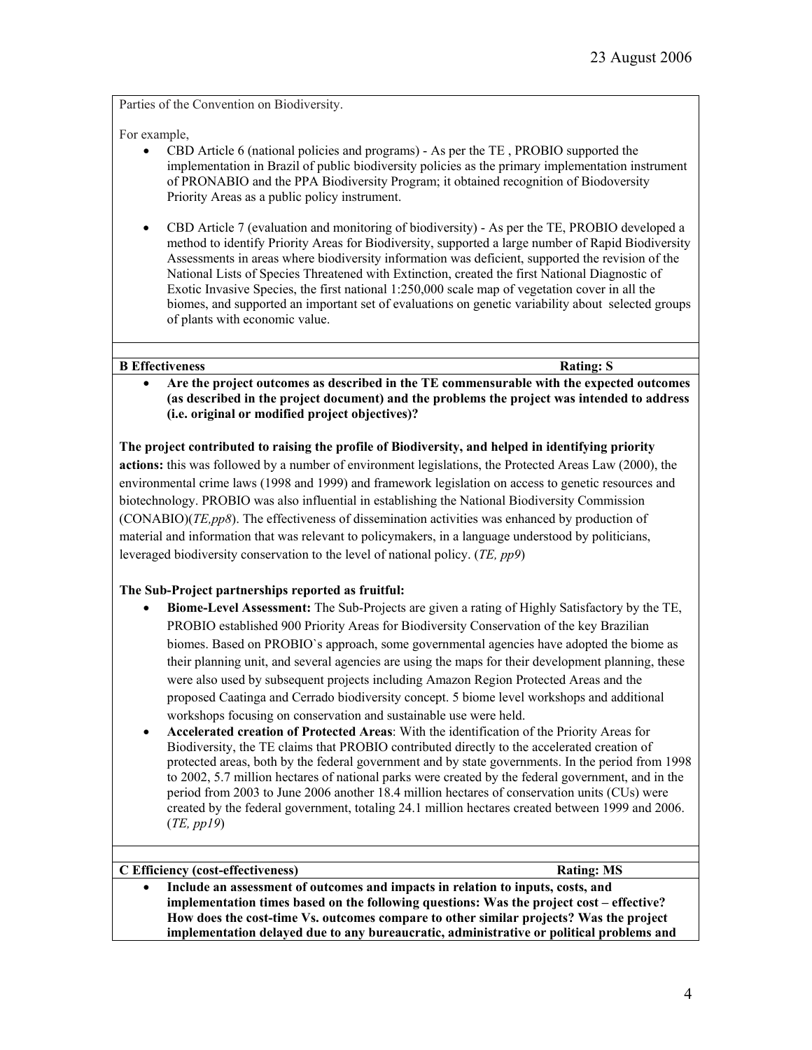Parties of the Convention on Biodiversity.

For example,

- CBD Article 6 (national policies and programs) - As per the TE , PROBIO supported the implementation in Brazil of public biodiversity policies as the primary implementation instrument of PRONABIO and the PPA Biodiversity Program; it obtained recognition of Biodoversity Priority Areas as a public policy instrument.
- CBD Article 7 (evaluation and monitoring of biodiversity) - As per the TE, PROBIO developed a method to identify Priority Areas for Biodiversity, supported a large number of Rapid Biodiversity Assessments in areas where biodiversity information was deficient, supported the revision of the National Lists of Species Threatened with Extinction, created the first National Diagnostic of Exotic Invasive Species, the first national 1:250,000 scale map of vegetation cover in all the biomes, and supported an important set of evaluations on genetic variability about selected groups of plants with economic value.

**B Effectiveness** **Rating: S**

- **Are the project outcomes as described in the TE commensurable with the expected outcomes (as described in the project document) and the problems the project was intended to address (i.e. original or modified project objectives)?**

**The project contributed to raising the profile of Biodiversity, and helped in identifying priority actions:** this was followed by a number of environment legislations, the Protected Areas Law (2000), the environmental crime laws (1998 and 1999) and framework legislation on access to genetic resources and biotechnology. PROBIO was also influential in establishing the National Biodiversity Commission (CONABIO)(*TE,pp8*). The effectiveness of dissemination activities was enhanced by production of material and information that was relevant to policymakers, in a language understood by politicians, leveraged biodiversity conservation to the level of national policy. (*TE, pp9*)

**The Sub-Project partnerships reported as fruitful:**

- **Biome-Level Assessment:** The Sub-Projects are given a rating of Highly Satisfactory by the TE, PROBIO established 900 Priority Areas for Biodiversity Conservation of the key Brazilian biomes. Based on PROBIO`s approach, some governmental agencies have adopted the biome as their planning unit, and several agencies are using the maps for their development planning, these were also used by subsequent projects including Amazon Region Protected Areas and the proposed Caatinga and Cerrado biodiversity concept. 5 biome level workshops and additional workshops focusing on conservation and sustainable use were held.
- **Accelerated creation of Protected Areas**: With the identification of the Priority Areas for Biodiversity, the TE claims that PROBIO contributed directly to the accelerated creation of protected areas, both by the federal government and by state governments. In the period from 1998 to 2002, 5.7 million hectares of national parks were created by the federal government, and in the period from 2003 to June 2006 another 18.4 million hectares of conservation units (CUs) were created by the federal government, totaling 24.1 million hectares created between 1999 and 2006. (*TE, pp19*)

**C Efficiency (cost-effectiveness)** **Rating: MS**

- **Include an assessment of outcomes and impacts in relation to inputs, costs, and implementation times based on the following questions: Was the project cost – effective? How does the cost-time Vs. outcomes compare to other similar projects? Was the project implementation delayed due to any bureaucratic, administrative or political problems and**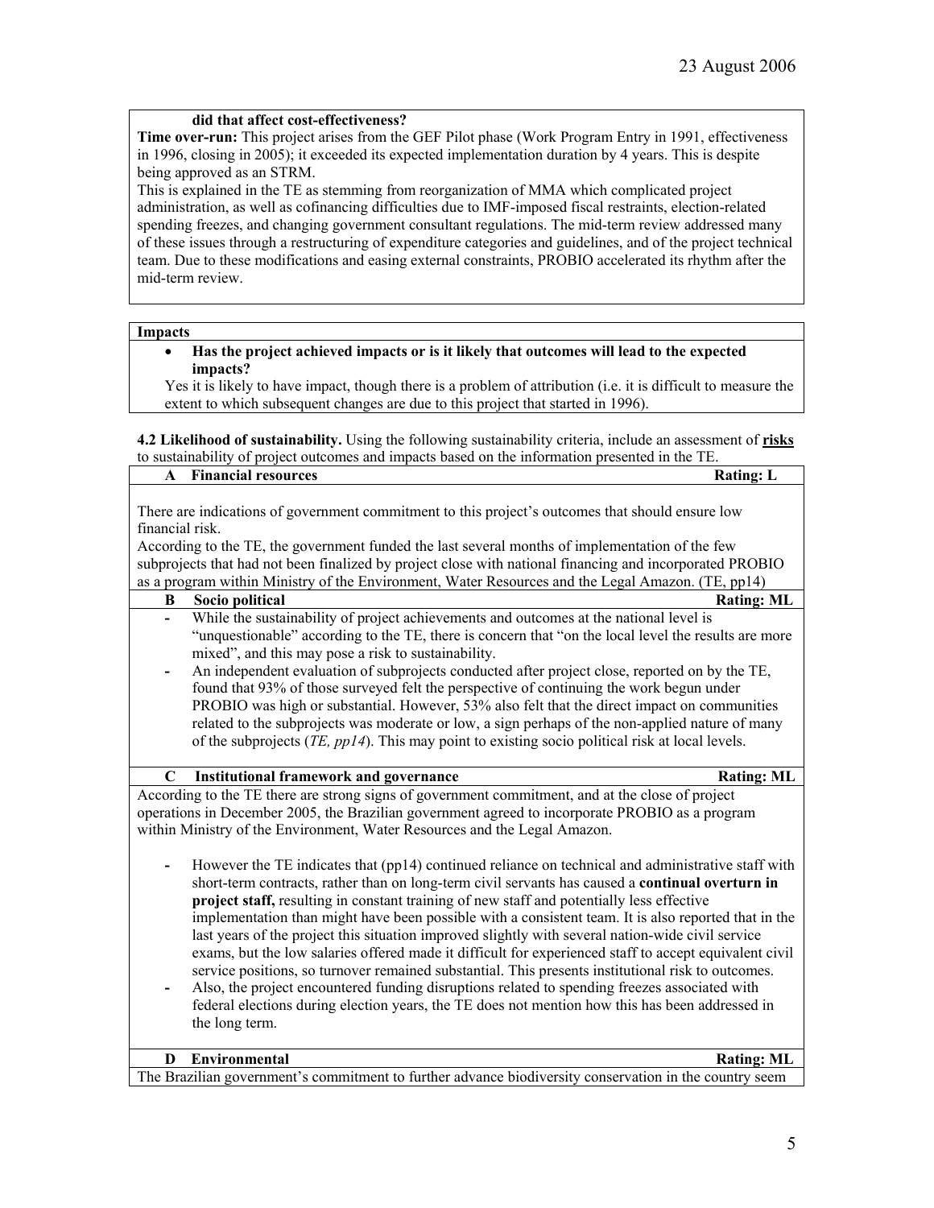**did that affect cost-effectiveness?**

**Time over-run:** This project arises from the GEF Pilot phase (Work Program Entry in 1991, effectiveness in 1996, closing in 2005); it exceeded its expected implementation duration by 4 years. This is despite being approved as an STRM.

This is explained in the TE as stemming from reorganization of MMA which complicated project administration, as well as cofinancing difficulties due to IMF-imposed fiscal restraints, election-related spending freezes, and changing government consultant regulations. The mid-term review addressed many of these issues through a restructuring of expenditure categories and guidelines, and of the project technical team. Due to these modifications and easing external constraints, PROBIO accelerated its rhythm after the mid-term review.

**Impacts**

- **Has the project achieved impacts or is it likely that outcomes will lead to the expected impacts?**

  Yes it is likely to have impact, though there is a problem of attribution (i.e. it is difficult to measure the extent to which subsequent changes are due to this project that started in 1996).

**4.2 Likelihood of sustainability.** Using the following sustainability criteria, include an assessment of **risks** to sustainability of project outcomes and impacts based on the information presented in the TE.

**A Financial resources** — **Rating: L**

There are indications of government commitment to this project's outcomes that should ensure low financial risk.

According to the TE, the government funded the last several months of implementation of the few subprojects that had not been finalized by project close with national financing and incorporated PROBIO as a program within Ministry of the Environment, Water Resources and the Legal Amazon. (TE, pp14)

**B Socio political** — **Rating: ML**

- While the sustainability of project achievements and outcomes at the national level is "unquestionable" according to the TE, there is concern that "on the local level the results are more mixed", and this may pose a risk to sustainability.
- An independent evaluation of subprojects conducted after project close, reported on by the TE, found that 93% of those surveyed felt the perspective of continuing the work begun under PROBIO was high or substantial. However, 53% also felt that the direct impact on communities related to the subprojects was moderate or low, a sign perhaps of the non-applied nature of many of the subprojects (*TE, pp14*). This may point to existing socio political risk at local levels.

**C Institutional framework and governance** — **Rating: ML**

According to the TE there are strong signs of government commitment, and at the close of project operations in December 2005, the Brazilian government agreed to incorporate PROBIO as a program within Ministry of the Environment, Water Resources and the Legal Amazon.

- However the TE indicates that (pp14) continued reliance on technical and administrative staff with short-term contracts, rather than on long-term civil servants has caused a **continual overturn in project staff,** resulting in constant training of new staff and potentially less effective implementation than might have been possible with a consistent team. It is also reported that in the last years of the project this situation improved slightly with several nation-wide civil service exams, but the low salaries offered made it difficult for experienced staff to accept equivalent civil service positions, so turnover remained substantial. This presents institutional risk to outcomes.
- Also, the project encountered funding disruptions related to spending freezes associated with federal elections during election years, the TE does not mention how this has been addressed in the long term.

**D Environmental** — **Rating: ML**

The Brazilian government's commitment to further advance biodiversity conservation in the country seem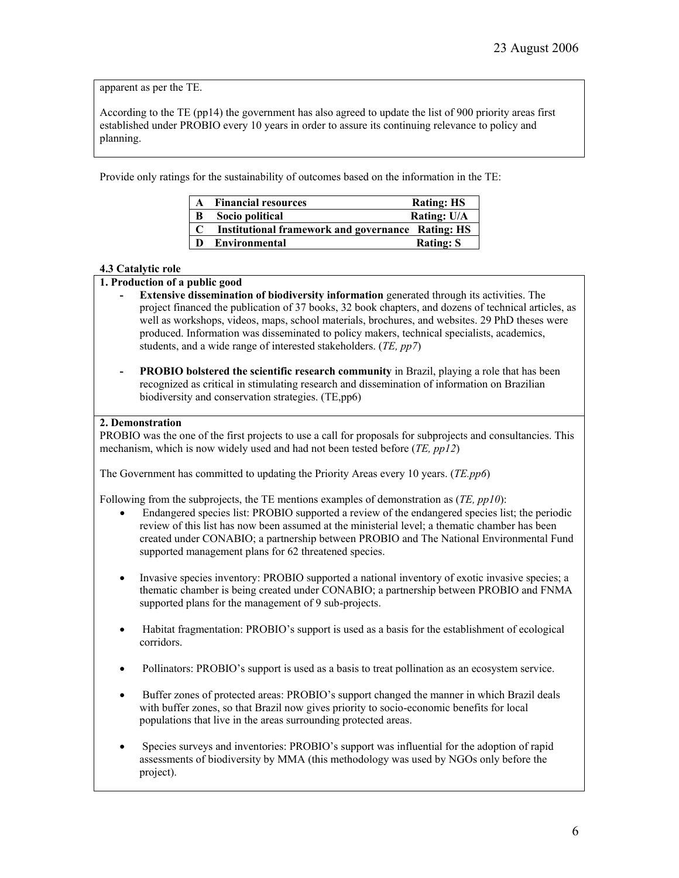apparent as per the TE.

According to the TE (pp14) the government has also agreed to update the list of 900 priority areas first established under PROBIO every 10 years in order to assure its continuing relevance to policy and planning.

Provide only ratings for the sustainability of outcomes based on the information in the TE:

| | | |
|---|---|---|
| **A** | **Financial resources** | **Rating: HS** |
| **B** | **Socio political** | **Rating: U/A** |
| **C** | **Institutional framework and governance** | **Rating: HS** |
| **D** | **Environmental** | **Rating: S** |

**4.3 Catalytic role**

**1. Production of a public good**

- **Extensive dissemination of biodiversity information** generated through its activities. The project financed the publication of 37 books, 32 book chapters, and dozens of technical articles, as well as workshops, videos, maps, school materials, brochures, and websites. 29 PhD theses were produced. Information was disseminated to policy makers, technical specialists, academics, students, and a wide range of interested stakeholders. (*TE, pp7*)

- **PROBIO bolstered the scientific research community** in Brazil, playing a role that has been recognized as critical in stimulating research and dissemination of information on Brazilian biodiversity and conservation strategies. (TE,pp6)

**2. Demonstration**

PROBIO was the one of the first projects to use a call for proposals for subprojects and consultancies. This mechanism, which is now widely used and had not been tested before (*TE, pp12*)

The Government has committed to updating the Priority Areas every 10 years. (*TE.pp6*)

Following from the subprojects, the TE mentions examples of demonstration as (*TE, pp10*):

- Endangered species list: PROBIO supported a review of the endangered species list; the periodic review of this list has now been assumed at the ministerial level; a thematic chamber has been created under CONABIO; a partnership between PROBIO and The National Environmental Fund supported management plans for 62 threatened species.

- Invasive species inventory: PROBIO supported a national inventory of exotic invasive species; a thematic chamber is being created under CONABIO; a partnership between PROBIO and FNMA supported plans for the management of 9 sub-projects.

- Habitat fragmentation: PROBIO's support is used as a basis for the establishment of ecological corridors.

- Pollinators: PROBIO's support is used as a basis to treat pollination as an ecosystem service.

- Buffer zones of protected areas: PROBIO's support changed the manner in which Brazil deals with buffer zones, so that Brazil now gives priority to socio-economic benefits for local populations that live in the areas surrounding protected areas.

- Species surveys and inventories: PROBIO's support was influential for the adoption of rapid assessments of biodiversity by MMA (this methodology was used by NGOs only before the project).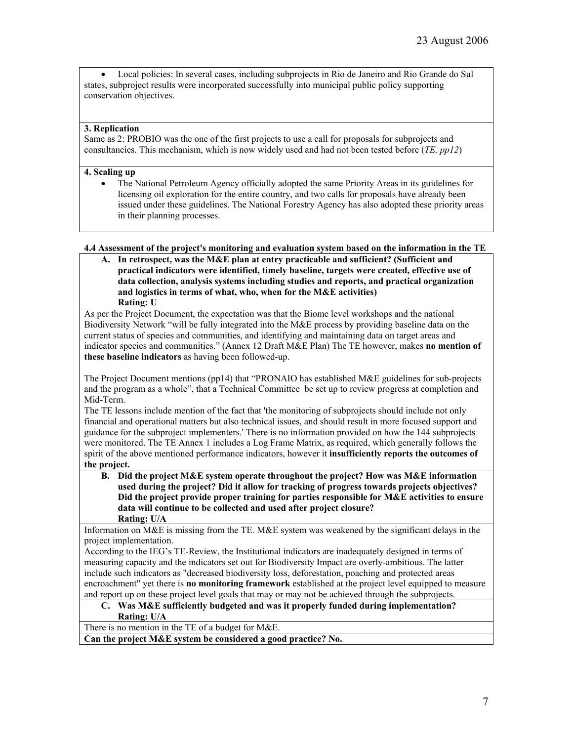- Local policies: In several cases, including subprojects in Rio de Janeiro and Rio Grande do Sul states, subproject results were incorporated successfully into municipal public policy supporting conservation objectives.

**3. Replication**

Same as 2: PROBIO was the one of the first projects to use a call for proposals for subprojects and consultancies. This mechanism, which is now widely used and had not been tested before (*TE, pp12*)

**4. Scaling up**

- The National Petroleum Agency officially adopted the same Priority Areas in its guidelines for licensing oil exploration for the entire country, and two calls for proposals have already been issued under these guidelines. The National Forestry Agency has also adopted these priority areas in their planning processes.

**4.4 Assessment of the project's monitoring and evaluation system based on the information in the TE**

**A. In retrospect, was the M&E plan at entry practicable and sufficient? (Sufficient and practical indicators were identified, timely baseline, targets were created, effective use of data collection, analysis systems including studies and reports, and practical organization and logistics in terms of what, who, when for the M&E activities)**
**Rating: U**

As per the Project Document, the expectation was that the Biome level workshops and the national Biodiversity Network "will be fully integrated into the M&E process by providing baseline data on the current status of species and communities, and identifying and maintaining data on target areas and indicator species and communities." (Annex 12 Draft M&E Plan) The TE however, makes **no mention of these baseline indicators** as having been followed-up.

The Project Document mentions (pp14) that "PRONAIO has established M&E guidelines for sub-projects and the program as a whole", that a Technical Committee be set up to review progress at completion and Mid-Term.
The TE lessons include mention of the fact that 'the monitoring of subprojects should include not only financial and operational matters but also technical issues, and should result in more focused support and guidance for the subproject implementers.' There is no information provided on how the 144 subprojects were monitored. The TE Annex 1 includes a Log Frame Matrix, as required, which generally follows the spirit of the above mentioned performance indicators, however it **insufficiently reports the outcomes of the project.**

**B. Did the project M&E system operate throughout the project? How was M&E information used during the project? Did it allow for tracking of progress towards projects objectives? Did the project provide proper training for parties responsible for M&E activities to ensure data will continue to be collected and used after project closure?**
**Rating: U/A**

Information on M&E is missing from the TE. M&E system was weakened by the significant delays in the project implementation.
According to the IEG's TE-Review, the Institutional indicators are inadequately designed in terms of measuring capacity and the indicators set out for Biodiversity Impact are overly-ambitious. The latter include such indicators as "decreased biodiversity loss, deforestation, poaching and protected areas encroachment" yet there is **no monitoring framework** established at the project level equipped to measure and report up on these project level goals that may or may not be achieved through the subprojects.

**C. Was M&E sufficiently budgeted and was it properly funded during implementation?**
**Rating: U/A**

There is no mention in the TE of a budget for M&E.

**Can the project M&E system be considered a good practice? No.**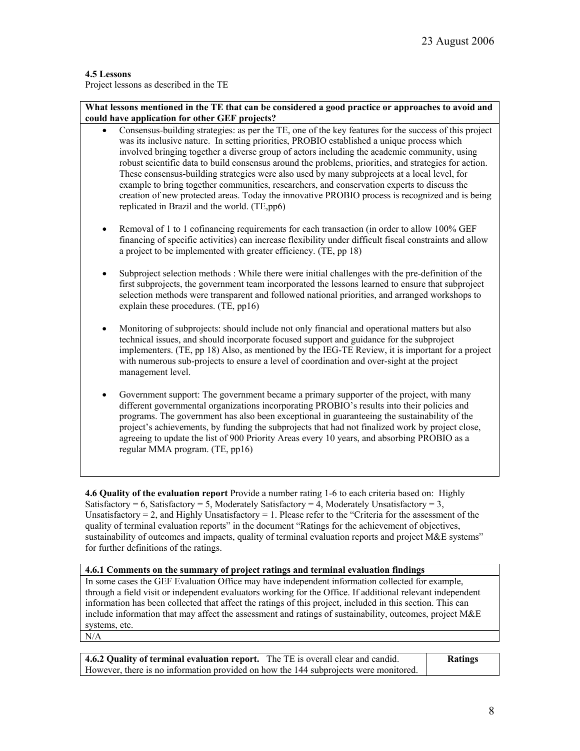**4.5 Lessons**
Project lessons as described in the TE

| What lessons mentioned in the TE that can be considered a good practice or approaches to avoid and could have application for other GEF projects? |
|---|
| • Consensus-building strategies: as per the TE, one of the key features for the success of this project was its inclusive nature. In setting priorities, PROBIO established a unique process which involved bringing together a diverse group of actors including the academic community, using robust scientific data to build consensus around the problems, priorities, and strategies for action. These consensus-building strategies were also used by many subprojects at a local level, for example to bring together communities, researchers, and conservation experts to discuss the creation of new protected areas. Today the innovative PROBIO process is recognized and is being replicated in Brazil and the world. (TE,pp6)<br><br>• Removal of 1 to 1 cofinancing requirements for each transaction (in order to allow 100% GEF financing of specific activities) can increase flexibility under difficult fiscal constraints and allow a project to be implemented with greater efficiency. (TE, pp 18)<br><br>• Subproject selection methods : While there were initial challenges with the pre-definition of the first subprojects, the government team incorporated the lessons learned to ensure that subproject selection methods were transparent and followed national priorities, and arranged workshops to explain these procedures. (TE, pp16)<br><br>• Monitoring of subprojects: should include not only financial and operational matters but also technical issues, and should incorporate focused support and guidance for the subproject implementers. (TE, pp 18) Also, as mentioned by the IEG-TE Review, it is important for a project with numerous sub-projects to ensure a level of coordination and over-sight at the project management level.<br><br>• Government support: The government became a primary supporter of the project, with many different governmental organizations incorporating PROBIO's results into their policies and programs. The government has also been exceptional in guaranteeing the sustainability of the project's achievements, by funding the subprojects that had not finalized work by project close, agreeing to update the list of 900 Priority Areas every 10 years, and absorbing PROBIO as a regular MMA program. (TE, pp16) |

**4.6 Quality of the evaluation report** Provide a number rating 1-6 to each criteria based on: Highly Satisfactory = 6, Satisfactory = 5, Moderately Satisfactory = 4, Moderately Unsatisfactory = 3, Unsatisfactory = 2, and Highly Unsatisfactory = 1. Please refer to the "Criteria for the assessment of the quality of terminal evaluation reports" in the document "Ratings for the achievement of objectives, sustainability of outcomes and impacts, quality of terminal evaluation reports and project M&E systems" for further definitions of the ratings.

| 4.6.1 Comments on the summary of project ratings and terminal evaluation findings |
|---|
| In some cases the GEF Evaluation Office may have independent information collected for example, through a field visit or independent evaluators working for the Office. If additional relevant independent information has been collected that affect the ratings of this project, included in this section. This can include information that may affect the assessment and ratings of sustainability, outcomes, project M&E systems, etc. |
| N/A |

| **4.6.2 Quality of terminal evaluation report.** The TE is overall clear and candid. However, there is no information provided on how the 144 subprojects were monitored. | **Ratings** |
|---|---|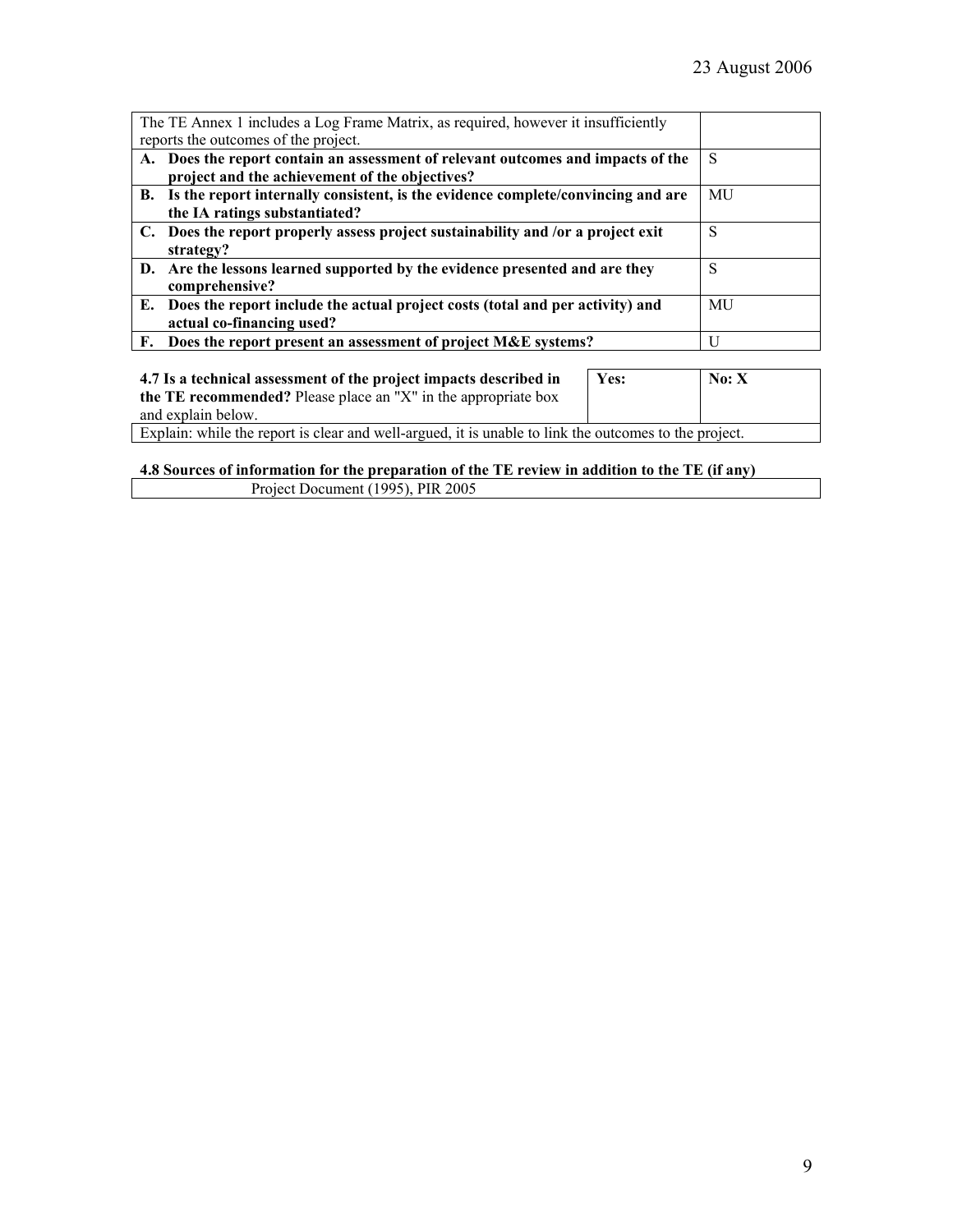| | |
|---|---|
| The TE Annex 1 includes a Log Frame Matrix, as required, however it insufficiently reports the outcomes of the project. | |
| **A. Does the report contain an assessment of relevant outcomes and impacts of the project and the achievement of the objectives?** | S |
| **B. Is the report internally consistent, is the evidence complete/convincing and are the IA ratings substantiated?** | MU |
| **C. Does the report properly assess project sustainability and /or a project exit strategy?** | S |
| **D. Are the lessons learned supported by the evidence presented and are they comprehensive?** | S |
| **E. Does the report include the actual project costs (total and per activity) and actual co-financing used?** | MU |
| **F. Does the report present an assessment of project M&E systems?** | U |

| | | |
|---|---|---|
| **4.7 Is a technical assessment of the project impacts described in the TE recommended?** Please place an "X" in the appropriate box and explain below. | **Yes:** | **No: X** |
| Explain: while the report is clear and well-argued, it is unable to link the outcomes to the project. | | |

**4.8 Sources of information for the preparation of the TE review in addition to the TE (if any)**

Project Document (1995), PIR 2005